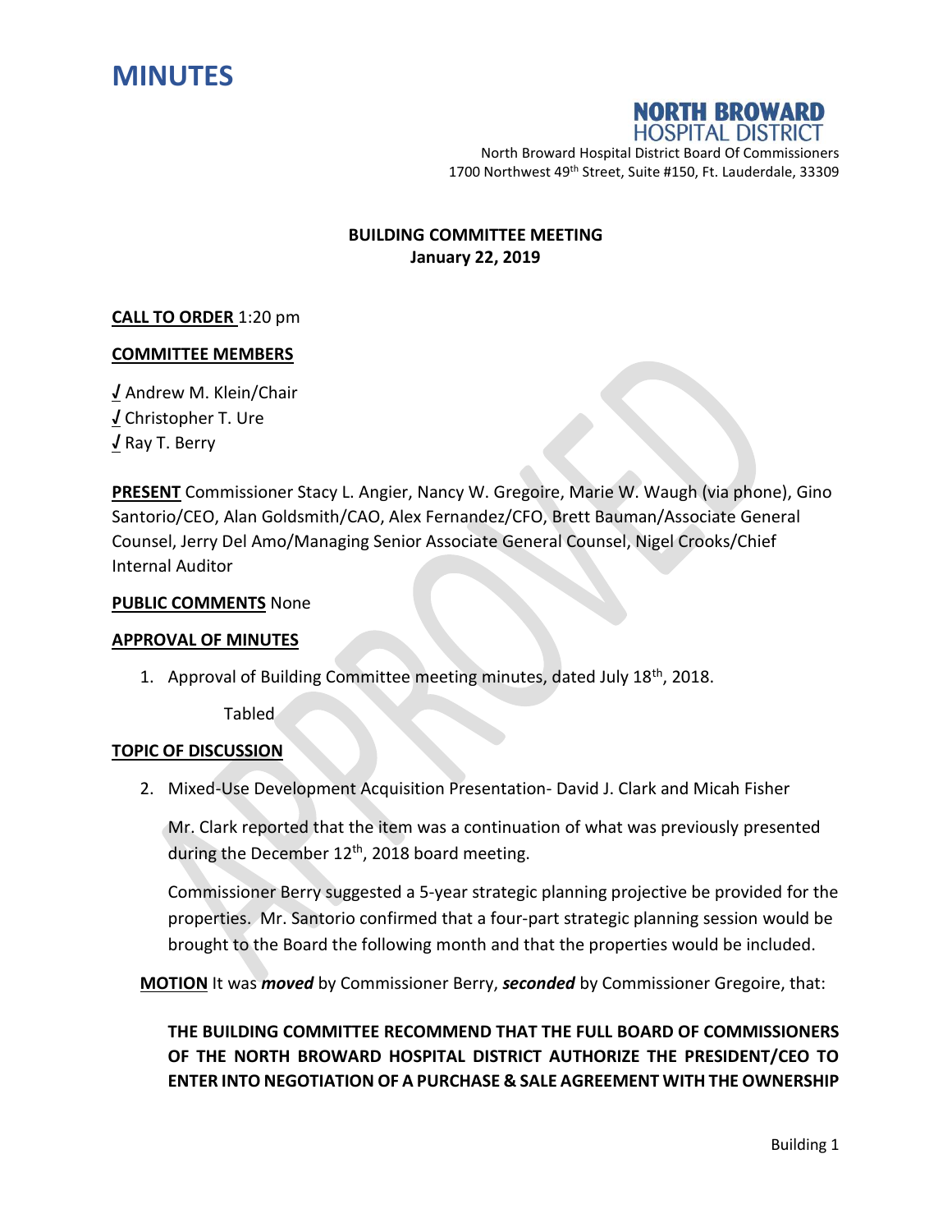# MINUTES

**NORTH BROWARD**
HOSPITAL DISTRICT

North Broward Hospital District Board Of Commissioners
1700 Northwest 49th Street, Suite #150, Ft. Lauderdale, 33309

**BUILDING COMMITTEE MEETING**
**January 22, 2019**

**CALL TO ORDER** 1:20 pm

**COMMITTEE MEMBERS**

√ Andrew M. Klein/Chair
√ Christopher T. Ure
√ Ray T. Berry

**PRESENT** Commissioner Stacy L. Angier, Nancy W. Gregoire, Marie W. Waugh (via phone), Gino Santorio/CEO, Alan Goldsmith/CAO, Alex Fernandez/CFO, Brett Bauman/Associate General Counsel, Jerry Del Amo/Managing Senior Associate General Counsel, Nigel Crooks/Chief Internal Auditor

**PUBLIC COMMENTS** None

**APPROVAL OF MINUTES**

1. Approval of Building Committee meeting minutes, dated July 18th, 2018.

   Tabled

**TOPIC OF DISCUSSION**

2. Mixed-Use Development Acquisition Presentation- David J. Clark and Micah Fisher

   Mr. Clark reported that the item was a continuation of what was previously presented during the December 12th, 2018 board meeting.

   Commissioner Berry suggested a 5-year strategic planning projective be provided for the properties. Mr. Santorio confirmed that a four-part strategic planning session would be brought to the Board the following month and that the properties would be included.

**MOTION** It was ***moved*** by Commissioner Berry, ***seconded*** by Commissioner Gregoire, that:

**THE BUILDING COMMITTEE RECOMMEND THAT THE FULL BOARD OF COMMISSIONERS OF THE NORTH BROWARD HOSPITAL DISTRICT AUTHORIZE THE PRESIDENT/CEO TO ENTER INTO NEGOTIATION OF A PURCHASE & SALE AGREEMENT WITH THE OWNERSHIP**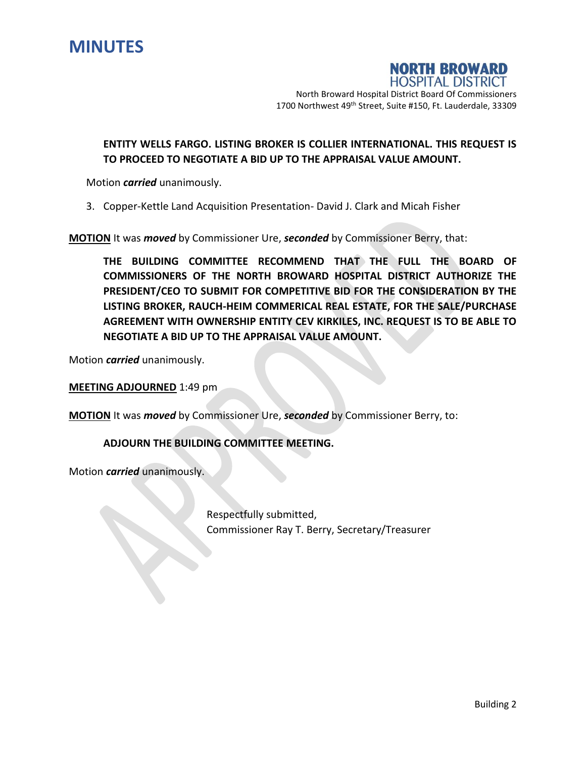# MINUTES

**NORTH BROWARD HOSPITAL DISTRICT**

North Broward Hospital District Board Of Commissioners
1700 Northwest 49th Street, Suite #150, Ft. Lauderdale, 33309

> **ENTITY WELLS FARGO. LISTING BROKER IS COLLIER INTERNATIONAL. THIS REQUEST IS TO PROCEED TO NEGOTIATE A BID UP TO THE APPRAISAL VALUE AMOUNT.**

Motion ***carried*** unanimously.

3. Copper-Kettle Land Acquisition Presentation- David J. Clark and Micah Fisher

**MOTION** It was ***moved*** by Commissioner Ure, ***seconded*** by Commissioner Berry, that:

> **THE BUILDING COMMITTEE RECOMMEND THAT THE FULL THE BOARD OF COMMISSIONERS OF THE NORTH BROWARD HOSPITAL DISTRICT AUTHORIZE THE PRESIDENT/CEO TO SUBMIT FOR COMPETITIVE BID FOR THE CONSIDERATION BY THE LISTING BROKER, RAUCH-HEIM COMMERICAL REAL ESTATE, FOR THE SALE/PURCHASE AGREEMENT WITH OWNERSHIP ENTITY CEV KIRKILES, INC. REQUEST IS TO BE ABLE TO NEGOTIATE A BID UP TO THE APPRAISAL VALUE AMOUNT.**

Motion ***carried*** unanimously.

**MEETING ADJOURNED** 1:49 pm

**MOTION** It was ***moved*** by Commissioner Ure, ***seconded*** by Commissioner Berry, to:

> **ADJOURN THE BUILDING COMMITTEE MEETING.**

Motion ***carried*** unanimously.

Respectfully submitted,
Commissioner Ray T. Berry, Secretary/Treasurer